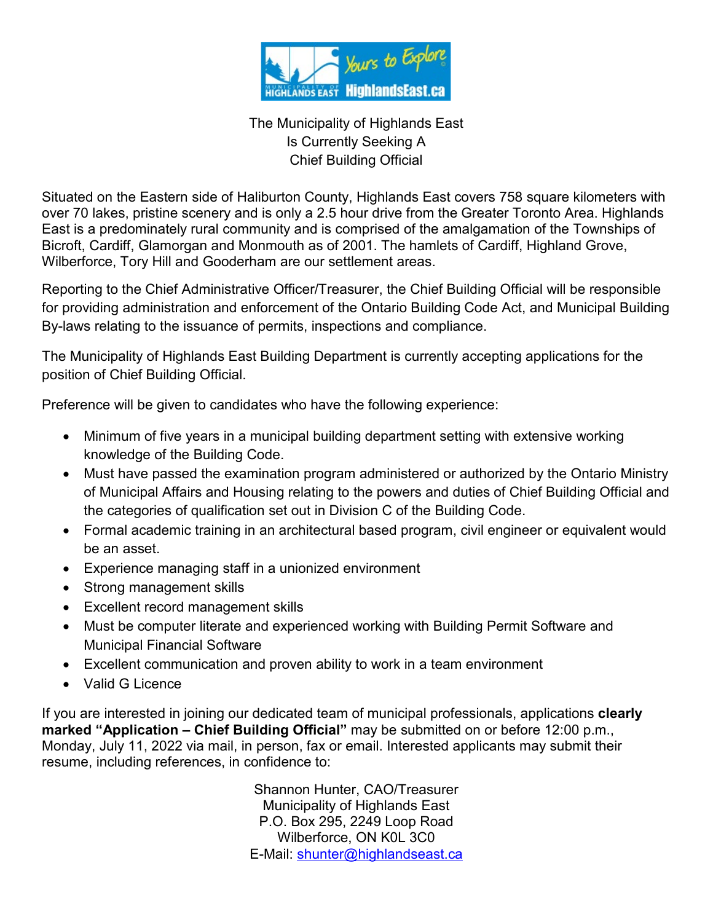The Municipality of Highlands East
Is Currently Seeking A
Chief Building Official

Situated on the Eastern side of Haliburton County, Highlands East covers 758 square kilometers with over 70 lakes, pristine scenery and is only a 2.5 hour drive from the Greater Toronto Area. Highlands East is a predominately rural community and is comprised of the amalgamation of the Townships of Bicroft, Cardiff, Glamorgan and Monmouth as of 2001. The hamlets of Cardiff, Highland Grove, Wilberforce, Tory Hill and Gooderham are our settlement areas.

Reporting to the Chief Administrative Officer/Treasurer, the Chief Building Official will be responsible for providing administration and enforcement of the Ontario Building Code Act, and Municipal Building By-laws relating to the issuance of permits, inspections and compliance.

The Municipality of Highlands East Building Department is currently accepting applications for the position of Chief Building Official.

Preference will be given to candidates who have the following experience:

- Minimum of five years in a municipal building department setting with extensive working knowledge of the Building Code.
- Must have passed the examination program administered or authorized by the Ontario Ministry of Municipal Affairs and Housing relating to the powers and duties of Chief Building Official and the categories of qualification set out in Division C of the Building Code.
- Formal academic training in an architectural based program, civil engineer or equivalent would be an asset.
- Experience managing staff in a unionized environment
- Strong management skills
- Excellent record management skills
- Must be computer literate and experienced working with Building Permit Software and Municipal Financial Software
- Excellent communication and proven ability to work in a team environment
- Valid G Licence

If you are interested in joining our dedicated team of municipal professionals, applications **clearly marked "Application – Chief Building Official"** may be submitted on or before 12:00 p.m., Monday, July 11, 2022 via mail, in person, fax or email. Interested applicants may submit their resume, including references, in confidence to:

Shannon Hunter, CAO/Treasurer
Municipality of Highlands East
P.O. Box 295, 2249 Loop Road
Wilberforce, ON K0L 3C0
E-Mail: shunter@highlandseast.ca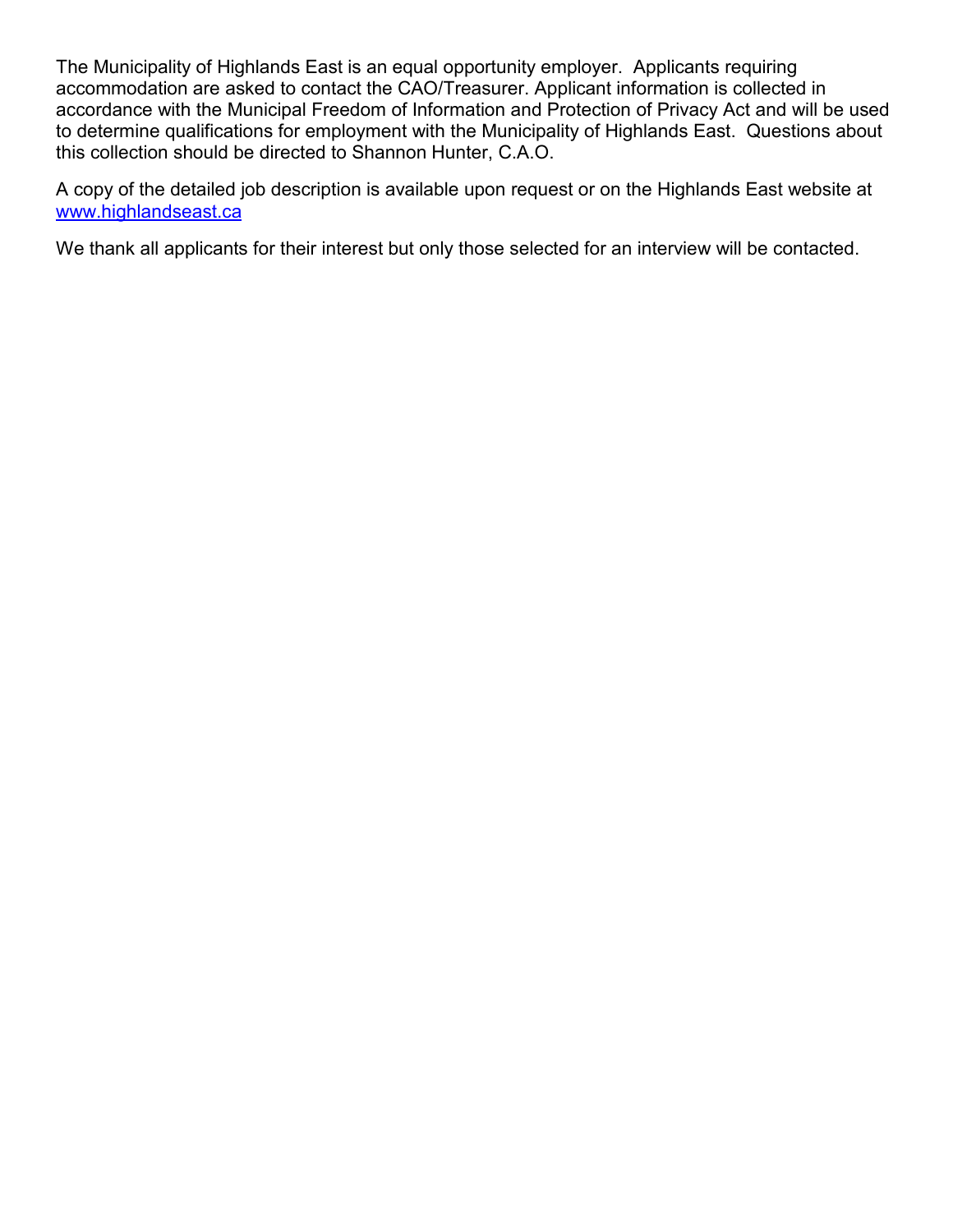The Municipality of Highlands East is an equal opportunity employer. Applicants requiring accommodation are asked to contact the CAO/Treasurer. Applicant information is collected in accordance with the Municipal Freedom of Information and Protection of Privacy Act and will be used to determine qualifications for employment with the Municipality of Highlands East. Questions about this collection should be directed to Shannon Hunter, C.A.O.

A copy of the detailed job description is available upon request or on the Highlands East website at [www.highlandseast.ca](http://www.highlandseast.ca)

We thank all applicants for their interest but only those selected for an interview will be contacted.